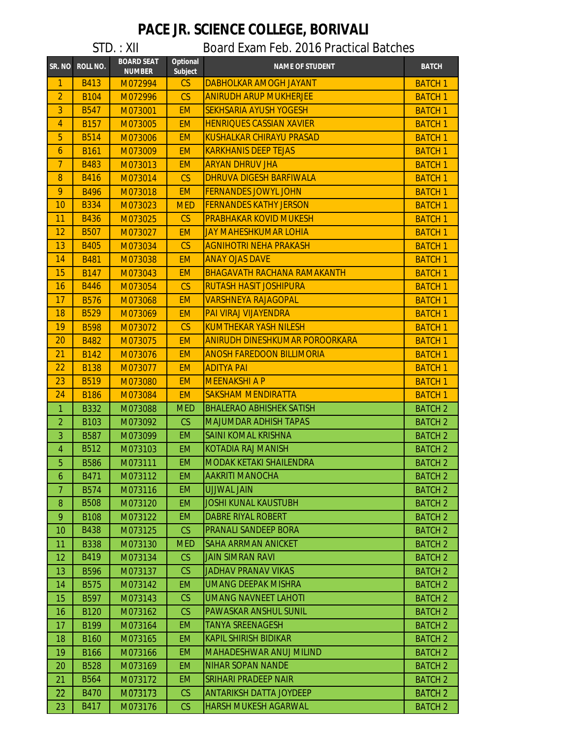# PACE JR. SCIENCE COLLEGE, BORIVALI

STD. : XII Board Exam Feb. 2016 Practical Batches

| SR. NO | ROLL NO. | BOARD SEAT NUMBER | Optional Subject | NAME OF STUDENT | BATCH |
|---|---|---|---|---|---|
| 1 | B413 | M072994 | CS | DABHOLKAR AMOGH JAYANT | BATCH 1 |
| 2 | B104 | M072996 | CS | ANIRUDH ARUP MUKHERJEE | BATCH 1 |
| 3 | B547 | M073001 | EM | SEKHSARIA AYUSH YOGESH | BATCH 1 |
| 4 | B157 | M073005 | EM | HENRIQUES CASSIAN XAVIER | BATCH 1 |
| 5 | B514 | M073006 | EM | KUSHALKAR CHIRAYU PRASAD | BATCH 1 |
| 6 | B161 | M073009 | EM | KARKHANIS DEEP TEJAS | BATCH 1 |
| 7 | B483 | M073013 | EM | ARYAN DHRUV JHA | BATCH 1 |
| 8 | B416 | M073014 | CS | DHRUVA DIGESH BARFIWALA | BATCH 1 |
| 9 | B496 | M073018 | EM | FERNANDES JOWYL JOHN | BATCH 1 |
| 10 | B334 | M073023 | MED | FERNANDES KATHY JERSON | BATCH 1 |
| 11 | B436 | M073025 | CS | PRABHAKAR KOVID MUKESH | BATCH 1 |
| 12 | B507 | M073027 | EM | JAY MAHESHKUMAR LOHIA | BATCH 1 |
| 13 | B405 | M073034 | CS | AGNIHOTRI NEHA PRAKASH | BATCH 1 |
| 14 | B481 | M073038 | EM | ANAY OJAS DAVE | BATCH 1 |
| 15 | B147 | M073043 | EM | BHAGAVATH RACHANA RAMAKANTH | BATCH 1 |
| 16 | B446 | M073054 | CS | RUTASH HASIT JOSHIPURA | BATCH 1 |
| 17 | B576 | M073068 | EM | VARSHNEYA RAJAGOPAL | BATCH 1 |
| 18 | B529 | M073069 | EM | PAI VIRAJ VIJAYENDRA | BATCH 1 |
| 19 | B598 | M073072 | CS | KUMTHEKAR YASH NILESH | BATCH 1 |
| 20 | B482 | M073075 | EM | ANIRUDH DINESHKUMAR POROORKARA | BATCH 1 |
| 21 | B142 | M073076 | EM | ANOSH FAREDOON BILLIMORIA | BATCH 1 |
| 22 | B138 | M073077 | EM | ADITYA PAI | BATCH 1 |
| 23 | B519 | M073080 | EM | MEENAKSHI A P | BATCH 1 |
| 24 | B186 | M073084 | EM | SAKSHAM MENDIRATTA | BATCH 1 |
| 1 | B332 | M073088 | MED | BHALERAO ABHISHEK SATISH | BATCH 2 |
| 2 | B103 | M073092 | CS | MAJUMDAR ADHISH TAPAS | BATCH 2 |
| 3 | B587 | M073099 | EM | SAINI KOMAL KRISHNA | BATCH 2 |
| 4 | B512 | M073103 | EM | KOTADIA RAJ MANISH | BATCH 2 |
| 5 | B586 | M073111 | EM | MODAK KETAKI SHAILENDRA | BATCH 2 |
| 6 | B471 | M073112 | EM | AAKRITI MANOCHA | BATCH 2 |
| 7 | B574 | M073116 | EM | UJJWAL JAIN | BATCH 2 |
| 8 | B508 | M073120 | EM | JOSHI KUNAL KAUSTUBH | BATCH 2 |
| 9 | B108 | M073122 | EM | DABRE RIYAL ROBERT | BATCH 2 |
| 10 | B438 | M073125 | CS | PRANALI SANDEEP BORA | BATCH 2 |
| 11 | B338 | M073130 | MED | SAHA ARRMAN ANICKET | BATCH 2 |
| 12 | B419 | M073134 | CS | JAIN SIMRAN RAVI | BATCH 2 |
| 13 | B596 | M073137 | CS | JADHAV PRANAV VIKAS | BATCH 2 |
| 14 | B575 | M073142 | EM | UMANG DEEPAK MISHRA | BATCH 2 |
| 15 | B597 | M073143 | CS | UMANG NAVNEET LAHOTI | BATCH 2 |
| 16 | B120 | M073162 | CS | PAWASKAR ANSHUL SUNIL | BATCH 2 |
| 17 | B199 | M073164 | EM | TANYA SREENAGESH | BATCH 2 |
| 18 | B160 | M073165 | EM | KAPIL SHIRISH BIDIKAR | BATCH 2 |
| 19 | B166 | M073166 | EM | MAHADESHWAR ANUJ MILIND | BATCH 2 |
| 20 | B528 | M073169 | EM | NIHAR SOPAN NANDE | BATCH 2 |
| 21 | B564 | M073172 | EM | SRIHARI PRADEEP NAIR | BATCH 2 |
| 22 | B470 | M073173 | CS | ANTARIKSH DATTA JOYDEEP | BATCH 2 |
| 23 | B417 | M073176 | CS | HARSH MUKESH AGARWAL | BATCH 2 |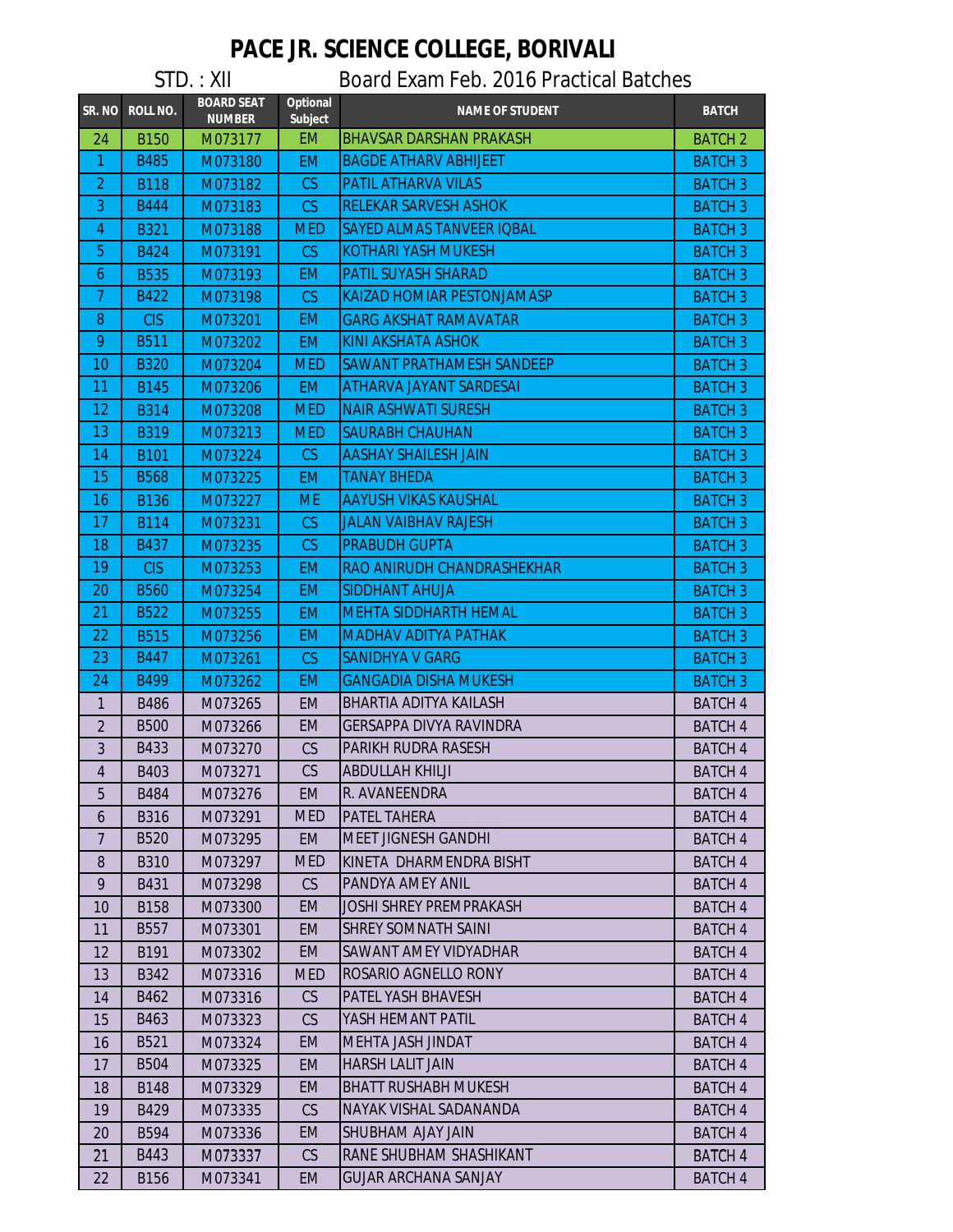# PACE JR. SCIENCE COLLEGE, BORIVALI

STD. : XII Board Exam Feb. 2016 Practical Batches

| SR. NO | ROLL NO. | BOARD SEAT NUMBER | Optional Subject | NAME OF STUDENT | BATCH |
|---|---|---|---|---|---|
| 24 | B150 | M073177 | EM | BHAVSAR DARSHAN PRAKASH | BATCH 2 |
| 1 | B485 | M073180 | EM | BAGDE ATHARV ABHIJEET | BATCH 3 |
| 2 | B118 | M073182 | CS | PATIL ATHARVA VILAS | BATCH 3 |
| 3 | B444 | M073183 | CS | RELEKAR SARVESH ASHOK | BATCH 3 |
| 4 | B321 | M073188 | MED | SAYED ALMAS TANVEER IQBAL | BATCH 3 |
| 5 | B424 | M073191 | CS | KOTHARI YASH MUKESH | BATCH 3 |
| 6 | B535 | M073193 | EM | PATIL SUYASH SHARAD | BATCH 3 |
| 7 | B422 | M073198 | CS | KAIZAD HOMIAR PESTONJAMASP | BATCH 3 |
| 8 | CIS | M073201 | EM | GARG AKSHAT RAMAVATAR | BATCH 3 |
| 9 | B511 | M073202 | EM | KINI AKSHATA ASHOK | BATCH 3 |
| 10 | B320 | M073204 | MED | SAWANT PRATHAMESH SANDEEP | BATCH 3 |
| 11 | B145 | M073206 | EM | ATHARVA JAYANT SARDESAI | BATCH 3 |
| 12 | B314 | M073208 | MED | NAIR ASHWATI SURESH | BATCH 3 |
| 13 | B319 | M073213 | MED | SAURABH CHAUHAN | BATCH 3 |
| 14 | B101 | M073224 | CS | AASHAY SHAILESH JAIN | BATCH 3 |
| 15 | B568 | M073225 | EM | TANAY BHEDA | BATCH 3 |
| 16 | B136 | M073227 | ME | AAYUSH VIKAS KAUSHAL | BATCH 3 |
| 17 | B114 | M073231 | CS | JALAN VAIBHAV RAJESH | BATCH 3 |
| 18 | B437 | M073235 | CS | PRABUDH GUPTA | BATCH 3 |
| 19 | CIS | M073253 | EM | RAO ANIRUDH CHANDRASHEKHAR | BATCH 3 |
| 20 | B560 | M073254 | EM | SIDDHANT AHUJA | BATCH 3 |
| 21 | B522 | M073255 | EM | MEHTA SIDDHARTH HEMAL | BATCH 3 |
| 22 | B515 | M073256 | EM | MADHAV ADITYA PATHAK | BATCH 3 |
| 23 | B447 | M073261 | CS | SANIDHYA V GARG | BATCH 3 |
| 24 | B499 | M073262 | EM | GANGADIA DISHA MUKESH | BATCH 3 |
| 1 | B486 | M073265 | EM | BHARTIA ADITYA KAILASH | BATCH 4 |
| 2 | B500 | M073266 | EM | GERSAPPA DIVYA RAVINDRA | BATCH 4 |
| 3 | B433 | M073270 | CS | PARIKH RUDRA RASESH | BATCH 4 |
| 4 | B403 | M073271 | CS | ABDULLAH KHILJI | BATCH 4 |
| 5 | B484 | M073276 | EM | R. AVANEENDRA | BATCH 4 |
| 6 | B316 | M073291 | MED | PATEL TAHERA | BATCH 4 |
| 7 | B520 | M073295 | EM | MEET JIGNESH GANDHI | BATCH 4 |
| 8 | B310 | M073297 | MED | KINETA DHARMENDRA BISHT | BATCH 4 |
| 9 | B431 | M073298 | CS | PANDYA AMEY ANIL | BATCH 4 |
| 10 | B158 | M073300 | EM | JOSHI SHREY PREMPRAKASH | BATCH 4 |
| 11 | B557 | M073301 | EM | SHREY SOMNATH SAINI | BATCH 4 |
| 12 | B191 | M073302 | EM | SAWANT AMEY VIDYADHAR | BATCH 4 |
| 13 | B342 | M073316 | MED | ROSARIO AGNELLO RONY | BATCH 4 |
| 14 | B462 | M073316 | CS | PATEL YASH BHAVESH | BATCH 4 |
| 15 | B463 | M073323 | CS | YASH HEMANT PATIL | BATCH 4 |
| 16 | B521 | M073324 | EM | MEHTA JASH JINDAT | BATCH 4 |
| 17 | B504 | M073325 | EM | HARSH LALIT JAIN | BATCH 4 |
| 18 | B148 | M073329 | EM | BHATT RUSHABH MUKESH | BATCH 4 |
| 19 | B429 | M073335 | CS | NAYAK VISHAL SADANANDA | BATCH 4 |
| 20 | B594 | M073336 | EM | SHUBHAM AJAY JAIN | BATCH 4 |
| 21 | B443 | M073337 | CS | RANE SHUBHAM SHASHIKANT | BATCH 4 |
| 22 | B156 | M073341 | EM | GUJAR ARCHANA SANJAY | BATCH 4 |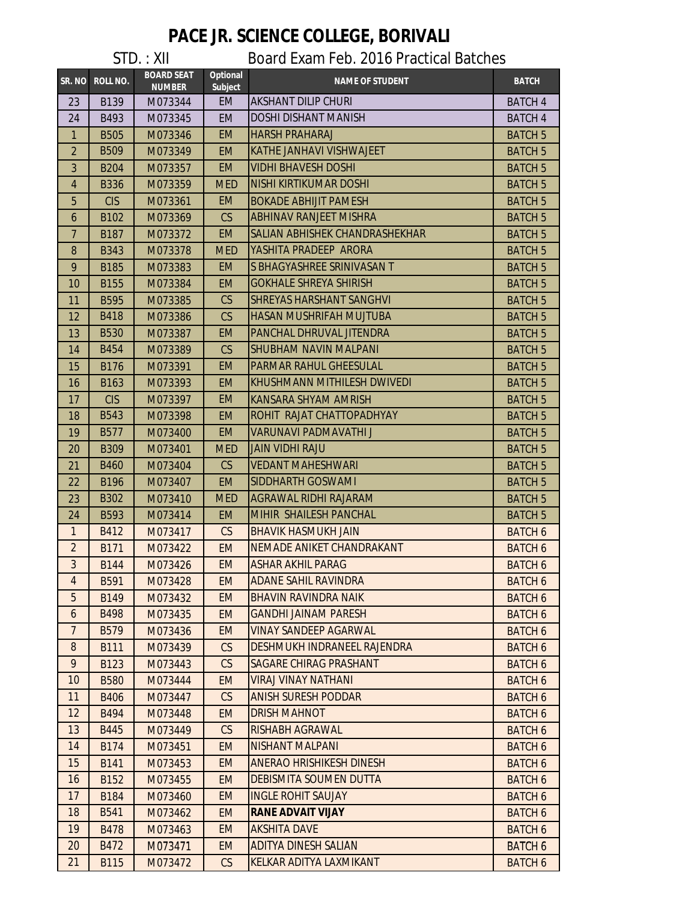# PACE JR. SCIENCE COLLEGE, BORIVALI

STD. : XII Board Exam Feb. 2016 Practical Batches

| SR. NO | ROLL NO. | BOARD SEAT NUMBER | Optional Subject | NAME OF STUDENT | BATCH |
|---|---|---|---|---|---|
| 23 | B139 | M073344 | EM | AKSHANT DILIP CHURI | BATCH 4 |
| 24 | B493 | M073345 | EM | DOSHI DISHANT MANISH | BATCH 4 |
| 1 | B505 | M073346 | EM | HARSH PRAHARAJ | BATCH 5 |
| 2 | B509 | M073349 | EM | KATHE JANHAVI VISHWAJEET | BATCH 5 |
| 3 | B204 | M073357 | EM | VIDHI BHAVESH DOSHI | BATCH 5 |
| 4 | B336 | M073359 | MED | NISHI KIRTIKUMAR DOSHI | BATCH 5 |
| 5 | CIS | M073361 | EM | BOKADE ABHIJIT PAMESH | BATCH 5 |
| 6 | B102 | M073369 | CS | ABHINAV RANJEET MISHRA | BATCH 5 |
| 7 | B187 | M073372 | EM | SALIAN ABHISHEK CHANDRASHEKHAR | BATCH 5 |
| 8 | B343 | M073378 | MED | YASHITA PRADEEP ARORA | BATCH 5 |
| 9 | B185 | M073383 | EM | S BHAGYASHREE SRINIVASAN T | BATCH 5 |
| 10 | B155 | M073384 | EM | GOKHALE SHREYA SHIRISH | BATCH 5 |
| 11 | B595 | M073385 | CS | SHREYAS HARSHANT SANGHVI | BATCH 5 |
| 12 | B418 | M073386 | CS | HASAN MUSHRIFAH MUJTUBA | BATCH 5 |
| 13 | B530 | M073387 | EM | PANCHAL DHRUVAL JITENDRA | BATCH 5 |
| 14 | B454 | M073389 | CS | SHUBHAM NAVIN MALPANI | BATCH 5 |
| 15 | B176 | M073391 | EM | PARMAR RAHUL GHEESULAL | BATCH 5 |
| 16 | B163 | M073393 | EM | KHUSHMANN MITHILESH DWIVEDI | BATCH 5 |
| 17 | CIS | M073397 | EM | KANSARA SHYAM AMRISH | BATCH 5 |
| 18 | B543 | M073398 | EM | ROHIT RAJAT CHATTOPADHYAY | BATCH 5 |
| 19 | B577 | M073400 | EM | VARUNAVI PADMAVATHI J | BATCH 5 |
| 20 | B309 | M073401 | MED | JAIN VIDHI RAJU | BATCH 5 |
| 21 | B460 | M073404 | CS | VEDANT MAHESHWARI | BATCH 5 |
| 22 | B196 | M073407 | EM | SIDDHARTH GOSWAMI | BATCH 5 |
| 23 | B302 | M073410 | MED | AGRAWAL RIDHI RAJARAM | BATCH 5 |
| 24 | B593 | M073414 | EM | MIHIR SHAILESH PANCHAL | BATCH 5 |
| 1 | B412 | M073417 | CS | BHAVIK HASMUKH JAIN | BATCH 6 |
| 2 | B171 | M073422 | EM | NEMADE ANIKET CHANDRAKANT | BATCH 6 |
| 3 | B144 | M073426 | EM | ASHAR AKHIL PARAG | BATCH 6 |
| 4 | B591 | M073428 | EM | ADANE SAHIL RAVINDRA | BATCH 6 |
| 5 | B149 | M073432 | EM | BHAVIN RAVINDRA NAIK | BATCH 6 |
| 6 | B498 | M073435 | EM | GANDHI JAINAM PARESH | BATCH 6 |
| 7 | B579 | M073436 | EM | VINAY SANDEEP AGARWAL | BATCH 6 |
| 8 | B111 | M073439 | CS | DESHMUKH INDRANEEL RAJENDRA | BATCH 6 |
| 9 | B123 | M073443 | CS | SAGARE CHIRAG PRASHANT | BATCH 6 |
| 10 | B580 | M073444 | EM | VIRAJ VINAY NATHANI | BATCH 6 |
| 11 | B406 | M073447 | CS | ANISH SURESH PODDAR | BATCH 6 |
| 12 | B494 | M073448 | EM | DRISH MAHNOT | BATCH 6 |
| 13 | B445 | M073449 | CS | RISHABH AGRAWAL | BATCH 6 |
| 14 | B174 | M073451 | EM | NISHANT MALPANI | BATCH 6 |
| 15 | B141 | M073453 | EM | ANERAO HRISHIKESH DINESH | BATCH 6 |
| 16 | B152 | M073455 | EM | DEBISMITA SOUMEN DUTTA | BATCH 6 |
| 17 | B184 | M073460 | EM | INGLE ROHIT SAUJAY | BATCH 6 |
| 18 | B541 | M073462 | EM | **RANE ADVAIT VIJAY** | BATCH 6 |
| 19 | B478 | M073463 | EM | AKSHITA DAVE | BATCH 6 |
| 20 | B472 | M073471 | EM | ADITYA DINESH SALIAN | BATCH 6 |
| 21 | B115 | M073472 | CS | KELKAR ADITYA LAXMIKANT | BATCH 6 |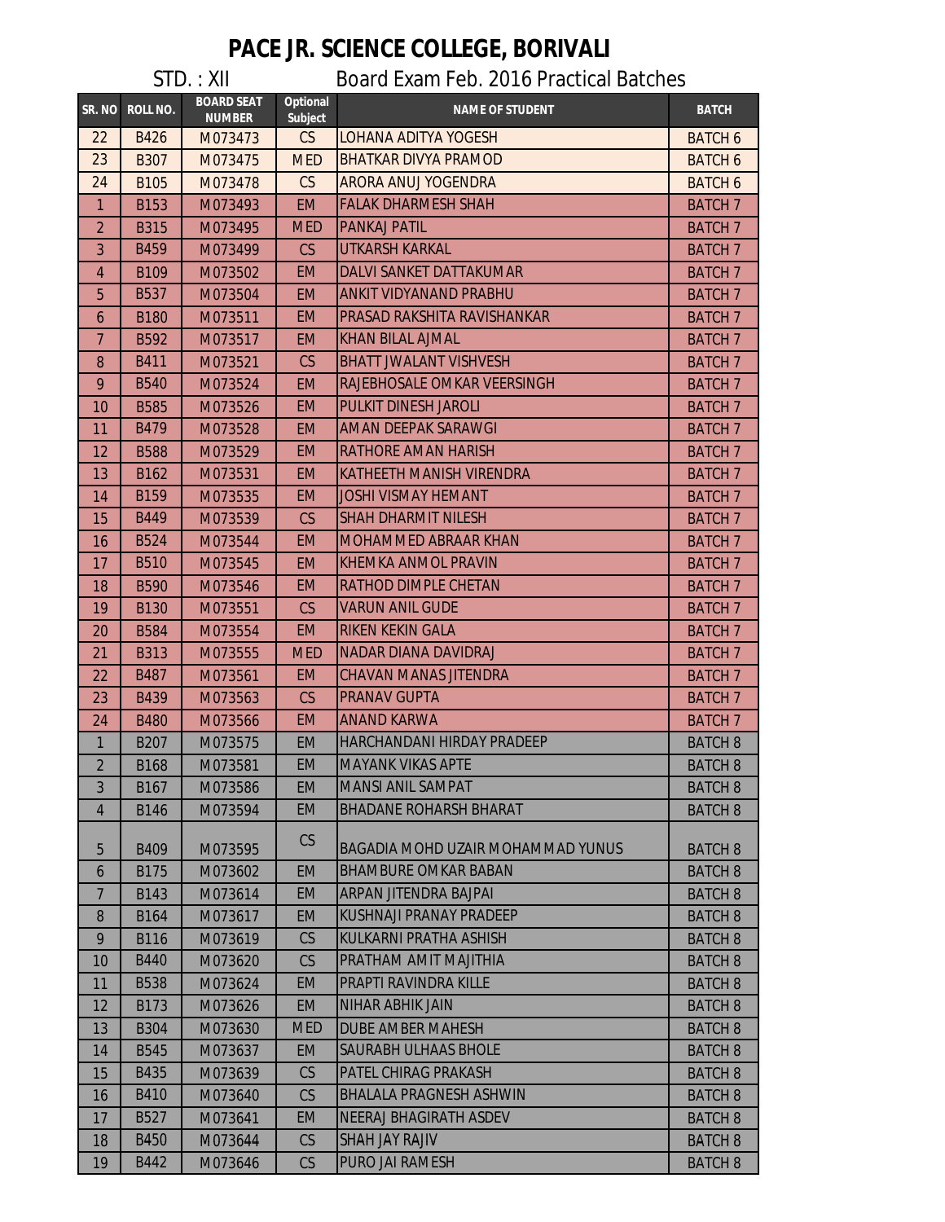# PACE JR. SCIENCE COLLEGE, BORIVALI

STD. : XII Board Exam Feb. 2016 Practical Batches

| SR. NO | ROLL NO. | BOARD SEAT NUMBER | Optional Subject | NAME OF STUDENT | BATCH |
|---|---|---|---|---|---|
| 22 | B426 | M073473 | CS | LOHANA ADITYA YOGESH | BATCH 6 |
| 23 | B307 | M073475 | MED | BHATKAR DIVYA PRAMOD | BATCH 6 |
| 24 | B105 | M073478 | CS | ARORA ANUJ YOGENDRA | BATCH 6 |
| 1 | B153 | M073493 | EM | FALAK DHARMESH SHAH | BATCH 7 |
| 2 | B315 | M073495 | MED | PANKAJ PATIL | BATCH 7 |
| 3 | B459 | M073499 | CS | UTKARSH KARKAL | BATCH 7 |
| 4 | B109 | M073502 | EM | DALVI SANKET DATTAKUMAR | BATCH 7 |
| 5 | B537 | M073504 | EM | ANKIT VIDYANAND PRABHU | BATCH 7 |
| 6 | B180 | M073511 | EM | PRASAD RAKSHITA RAVISHANKAR | BATCH 7 |
| 7 | B592 | M073517 | EM | KHAN BILAL AJMAL | BATCH 7 |
| 8 | B411 | M073521 | CS | BHATT JWALANT VISHVESH | BATCH 7 |
| 9 | B540 | M073524 | EM | RAJEBHOSALE OMKAR VEERSINGH | BATCH 7 |
| 10 | B585 | M073526 | EM | PULKIT DINESH JAROLI | BATCH 7 |
| 11 | B479 | M073528 | EM | AMAN DEEPAK SARAWGI | BATCH 7 |
| 12 | B588 | M073529 | EM | RATHORE AMAN HARISH | BATCH 7 |
| 13 | B162 | M073531 | EM | KATHEETH MANISH VIRENDRA | BATCH 7 |
| 14 | B159 | M073535 | EM | JOSHI VISMAY HEMANT | BATCH 7 |
| 15 | B449 | M073539 | CS | SHAH DHARMIT NILESH | BATCH 7 |
| 16 | B524 | M073544 | EM | MOHAMMED ABRAAR KHAN | BATCH 7 |
| 17 | B510 | M073545 | EM | KHEMKA ANMOL PRAVIN | BATCH 7 |
| 18 | B590 | M073546 | EM | RATHOD DIMPLE CHETAN | BATCH 7 |
| 19 | B130 | M073551 | CS | VARUN ANIL GUDE | BATCH 7 |
| 20 | B584 | M073554 | EM | RIKEN KEKIN GALA | BATCH 7 |
| 21 | B313 | M073555 | MED | NADAR DIANA DAVIDRAJ | BATCH 7 |
| 22 | B487 | M073561 | EM | CHAVAN MANAS JITENDRA | BATCH 7 |
| 23 | B439 | M073563 | CS | PRANAV GUPTA | BATCH 7 |
| 24 | B480 | M073566 | EM | ANAND KARWA | BATCH 7 |
| 1 | B207 | M073575 | EM | HARCHANDANI HIRDAY PRADEEP | BATCH 8 |
| 2 | B168 | M073581 | EM | MAYANK VIKAS APTE | BATCH 8 |
| 3 | B167 | M073586 | EM | MANSI ANIL SAMPAT | BATCH 8 |
| 4 | B146 | M073594 | EM | BHADANE ROHARSH BHARAT | BATCH 8 |
| 5 | B409 | M073595 | CS | BAGADIA MOHD UZAIR MOHAMMAD YUNUS | BATCH 8 |
| 6 | B175 | M073602 | EM | BHAMBURE OMKAR BABAN | BATCH 8 |
| 7 | B143 | M073614 | EM | ARPAN JITENDRA BAJPAI | BATCH 8 |
| 8 | B164 | M073617 | EM | KUSHNAJI PRANAY PRADEEP | BATCH 8 |
| 9 | B116 | M073619 | CS | KULKARNI PRATHA ASHISH | BATCH 8 |
| 10 | B440 | M073620 | CS | PRATHAM AMIT MAJITHIA | BATCH 8 |
| 11 | B538 | M073624 | EM | PRAPTI RAVINDRA KILLE | BATCH 8 |
| 12 | B173 | M073626 | EM | NIHAR ABHIK JAIN | BATCH 8 |
| 13 | B304 | M073630 | MED | DUBE AMBER MAHESH | BATCH 8 |
| 14 | B545 | M073637 | EM | SAURABH ULHAAS BHOLE | BATCH 8 |
| 15 | B435 | M073639 | CS | PATEL CHIRAG PRAKASH | BATCH 8 |
| 16 | B410 | M073640 | CS | BHALALA PRAGNESH ASHWIN | BATCH 8 |
| 17 | B527 | M073641 | EM | NEERAJ BHAGIRATH ASDEV | BATCH 8 |
| 18 | B450 | M073644 | CS | SHAH JAY RAJIV | BATCH 8 |
| 19 | B442 | M073646 | CS | PURO JAI RAMESH | BATCH 8 |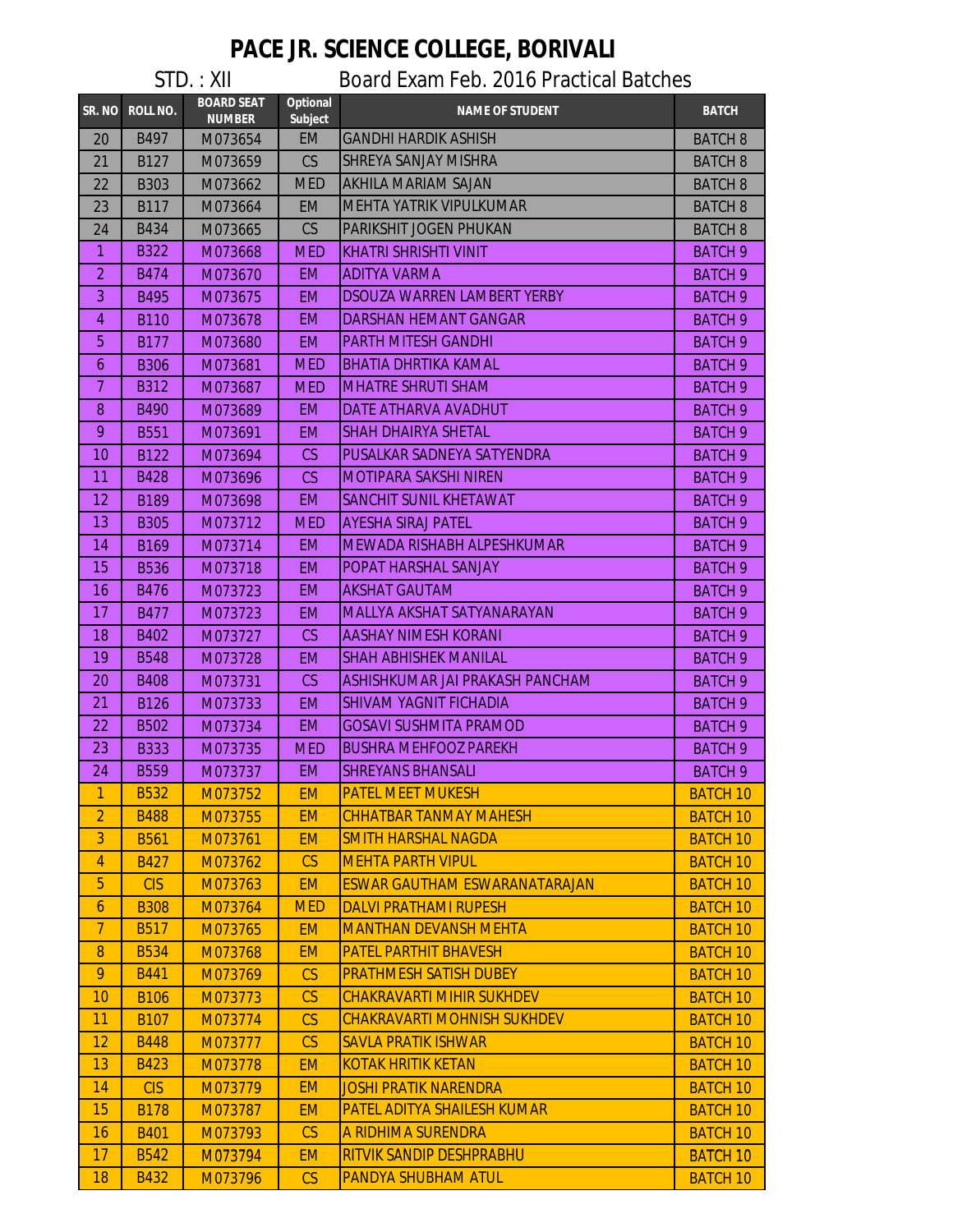# PACE JR. SCIENCE COLLEGE, BORIVALI

STD. : XII Board Exam Feb. 2016 Practical Batches

| SR. NO | ROLL NO. | BOARD SEAT NUMBER | Optional Subject | NAME OF STUDENT | BATCH |
|---|---|---|---|---|---|
| 20 | B497 | M073654 | EM | GANDHI HARDIK ASHISH | BATCH 8 |
| 21 | B127 | M073659 | CS | SHREYA SANJAY MISHRA | BATCH 8 |
| 22 | B303 | M073662 | MED | AKHILA MARIAM SAJAN | BATCH 8 |
| 23 | B117 | M073664 | EM | MEHTA YATRIK VIPULKUMAR | BATCH 8 |
| 24 | B434 | M073665 | CS | PARIKSHIT JOGEN PHUKAN | BATCH 8 |
| 1 | B322 | M073668 | MED | KHATRI SHRISHTI VINIT | BATCH 9 |
| 2 | B474 | M073670 | EM | ADITYA VARMA | BATCH 9 |
| 3 | B495 | M073675 | EM | DSOUZA WARREN LAMBERT YERBY | BATCH 9 |
| 4 | B110 | M073678 | EM | DARSHAN HEMANT GANGAR | BATCH 9 |
| 5 | B177 | M073680 | EM | PARTH MITESH GANDHI | BATCH 9 |
| 6 | B306 | M073681 | MED | BHATIA DHRTIKA KAMAL | BATCH 9 |
| 7 | B312 | M073687 | MED | MHATRE SHRUTI SHAM | BATCH 9 |
| 8 | B490 | M073689 | EM | DATE ATHARVA AVADHUT | BATCH 9 |
| 9 | B551 | M073691 | EM | SHAH DHAIRYA SHETAL | BATCH 9 |
| 10 | B122 | M073694 | CS | PUSALKAR SADNEYA SATYENDRA | BATCH 9 |
| 11 | B428 | M073696 | CS | MOTIPARA SAKSHI NIREN | BATCH 9 |
| 12 | B189 | M073698 | EM | SANCHIT SUNIL KHETAWAT | BATCH 9 |
| 13 | B305 | M073712 | MED | AYESHA SIRAJ PATEL | BATCH 9 |
| 14 | B169 | M073714 | EM | MEWADA RISHABH ALPESHKUMAR | BATCH 9 |
| 15 | B536 | M073718 | EM | POPAT HARSHAL SANJAY | BATCH 9 |
| 16 | B476 | M073723 | EM | AKSHAT GAUTAM | BATCH 9 |
| 17 | B477 | M073723 | EM | MALLYA AKSHAT SATYANARAYAN | BATCH 9 |
| 18 | B402 | M073727 | CS | AASHAY NIMESH KORANI | BATCH 9 |
| 19 | B548 | M073728 | EM | SHAH ABHISHEK MANILAL | BATCH 9 |
| 20 | B408 | M073731 | CS | ASHISHKUMAR JAI PRAKASH PANCHAM | BATCH 9 |
| 21 | B126 | M073733 | EM | SHIVAM YAGNIT FICHADIA | BATCH 9 |
| 22 | B502 | M073734 | EM | GOSAVI SUSHMITA PRAMOD | BATCH 9 |
| 23 | B333 | M073735 | MED | BUSHRA MEHFOOZ PAREKH | BATCH 9 |
| 24 | B559 | M073737 | EM | SHREYANS BHANSALI | BATCH 9 |
| 1 | B532 | M073752 | EM | PATEL MEET MUKESH | BATCH 10 |
| 2 | B488 | M073755 | EM | CHHATBAR TANMAY MAHESH | BATCH 10 |
| 3 | B561 | M073761 | EM | SMITH HARSHAL NAGDA | BATCH 10 |
| 4 | B427 | M073762 | CS | MEHTA PARTH VIPUL | BATCH 10 |
| 5 | CIS | M073763 | EM | ESWAR GAUTHAM ESWARANATARAJAN | BATCH 10 |
| 6 | B308 | M073764 | MED | DALVI PRATHAMI RUPESH | BATCH 10 |
| 7 | B517 | M073765 | EM | MANTHAN DEVANSH MEHTA | BATCH 10 |
| 8 | B534 | M073768 | EM | PATEL PARTHIT BHAVESH | BATCH 10 |
| 9 | B441 | M073769 | CS | PRATHMESH SATISH DUBEY | BATCH 10 |
| 10 | B106 | M073773 | CS | CHAKRAVARTI MIHIR SUKHDEV | BATCH 10 |
| 11 | B107 | M073774 | CS | CHAKRAVARTI MOHNISH SUKHDEV | BATCH 10 |
| 12 | B448 | M073777 | CS | SAVLA PRATIK ISHWAR | BATCH 10 |
| 13 | B423 | M073778 | EM | KOTAK HRITIK KETAN | BATCH 10 |
| 14 | CIS | M073779 | EM | JOSHI PRATIK NARENDRA | BATCH 10 |
| 15 | B178 | M073787 | EM | PATEL ADITYA SHAILESH KUMAR | BATCH 10 |
| 16 | B401 | M073793 | CS | A RIDHIMA SURENDRA | BATCH 10 |
| 17 | B542 | M073794 | EM | RITVIK SANDIP DESHPRABHU | BATCH 10 |
| 18 | B432 | M073796 | CS | PANDYA SHUBHAM ATUL | BATCH 10 |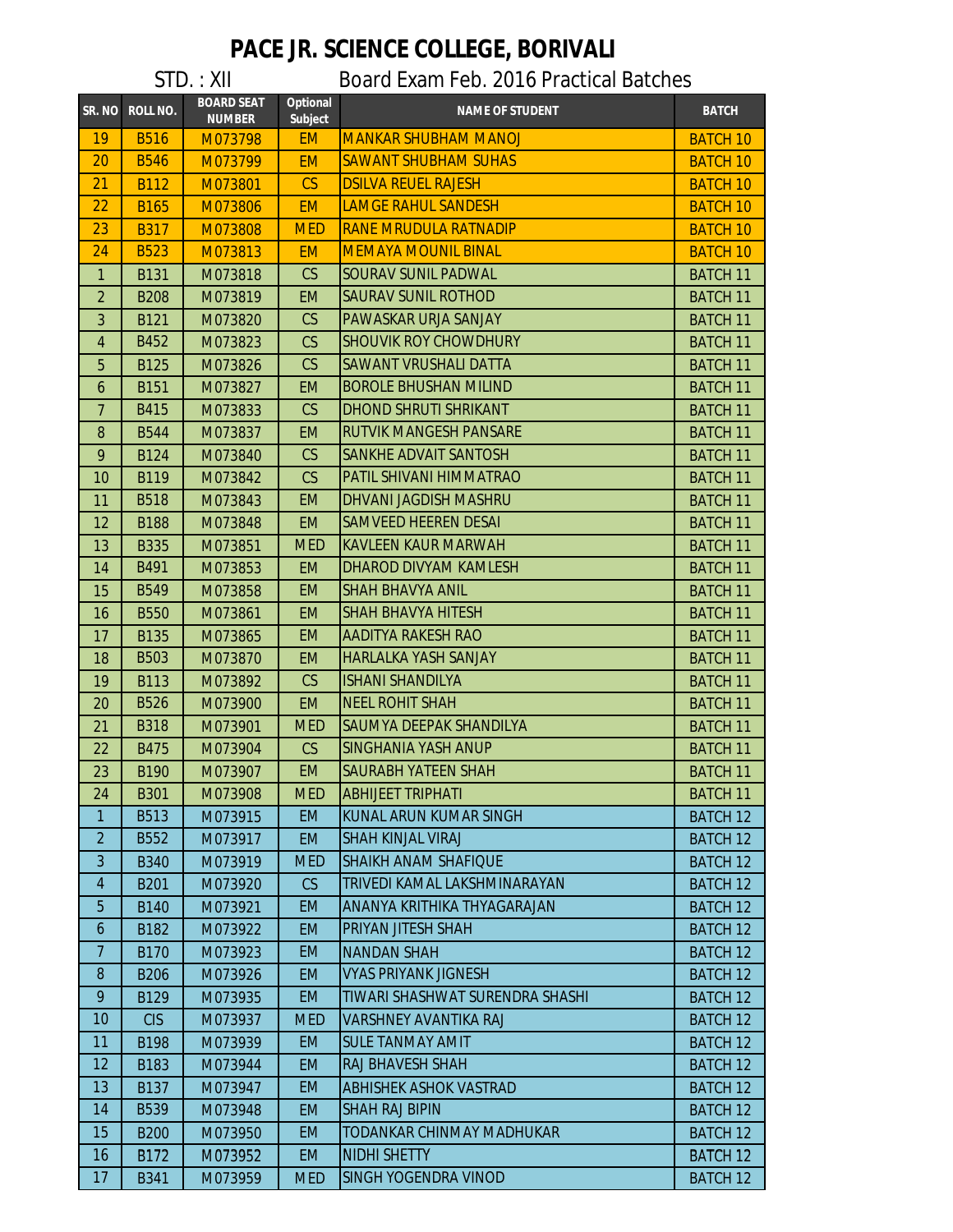# PACE JR. SCIENCE COLLEGE, BORIVALI

STD. : XII Board Exam Feb. 2016 Practical Batches

| SR. NO | ROLL NO. | BOARD SEAT NUMBER | Optional Subject | NAME OF STUDENT | BATCH |
|---|---|---|---|---|---|
| 19 | B516 | M073798 | EM | MANKAR SHUBHAM MANOJ | BATCH 10 |
| 20 | B546 | M073799 | EM | SAWANT SHUBHAM SUHAS | BATCH 10 |
| 21 | B112 | M073801 | CS | DSILVA REUEL RAJESH | BATCH 10 |
| 22 | B165 | M073806 | EM | LAMGE RAHUL SANDESH | BATCH 10 |
| 23 | B317 | M073808 | MED | RANE MRUDULA RATNADIP | BATCH 10 |
| 24 | B523 | M073813 | EM | MEMAYA MOUNIL BINAL | BATCH 10 |
| 1 | B131 | M073818 | CS | SOURAV SUNIL PADWAL | BATCH 11 |
| 2 | B208 | M073819 | EM | SAURAV SUNIL ROTHOD | BATCH 11 |
| 3 | B121 | M073820 | CS | PAWASKAR URJA SANJAY | BATCH 11 |
| 4 | B452 | M073823 | CS | SHOUVIK ROY CHOWDHURY | BATCH 11 |
| 5 | B125 | M073826 | CS | SAWANT VRUSHALI DATTA | BATCH 11 |
| 6 | B151 | M073827 | EM | BOROLE BHUSHAN MILIND | BATCH 11 |
| 7 | B415 | M073833 | CS | DHOND SHRUTI SHRIKANT | BATCH 11 |
| 8 | B544 | M073837 | EM | RUTVIK MANGESH PANSARE | BATCH 11 |
| 9 | B124 | M073840 | CS | SANKHE ADVAIT SANTOSH | BATCH 11 |
| 10 | B119 | M073842 | CS | PATIL SHIVANI HIMMATRAO | BATCH 11 |
| 11 | B518 | M073843 | EM | DHVANI JAGDISH MASHRU | BATCH 11 |
| 12 | B188 | M073848 | EM | SAMVEED HEEREN DESAI | BATCH 11 |
| 13 | B335 | M073851 | MED | KAVLEEN KAUR MARWAH | BATCH 11 |
| 14 | B491 | M073853 | EM | DHAROD DIVYAM KAMLESH | BATCH 11 |
| 15 | B549 | M073858 | EM | SHAH BHAVYA ANIL | BATCH 11 |
| 16 | B550 | M073861 | EM | SHAH BHAVYA HITESH | BATCH 11 |
| 17 | B135 | M073865 | EM | AADITYA RAKESH RAO | BATCH 11 |
| 18 | B503 | M073870 | EM | HARLALKA YASH SANJAY | BATCH 11 |
| 19 | B113 | M073892 | CS | ISHANI SHANDILYA | BATCH 11 |
| 20 | B526 | M073900 | EM | NEEL ROHIT SHAH | BATCH 11 |
| 21 | B318 | M073901 | MED | SAUMYA DEEPAK SHANDILYA | BATCH 11 |
| 22 | B475 | M073904 | CS | SINGHANIA YASH ANUP | BATCH 11 |
| 23 | B190 | M073907 | EM | SAURABH YATEEN SHAH | BATCH 11 |
| 24 | B301 | M073908 | MED | ABHIJEET TRIPHATI | BATCH 11 |
| 1 | B513 | M073915 | EM | KUNAL ARUN KUMAR SINGH | BATCH 12 |
| 2 | B552 | M073917 | EM | SHAH KINJAL VIRAJ | BATCH 12 |
| 3 | B340 | M073919 | MED | SHAIKH ANAM SHAFIQUE | BATCH 12 |
| 4 | B201 | M073920 | CS | TRIVEDI KAMAL LAKSHMINARAYAN | BATCH 12 |
| 5 | B140 | M073921 | EM | ANANYA KRITHIKA THYAGARAJAN | BATCH 12 |
| 6 | B182 | M073922 | EM | PRIYAN JITESH SHAH | BATCH 12 |
| 7 | B170 | M073923 | EM | NANDAN SHAH | BATCH 12 |
| 8 | B206 | M073926 | EM | VYAS PRIYANK JIGNESH | BATCH 12 |
| 9 | B129 | M073935 | EM | TIWARI SHASHWAT SURENDRA SHASHI | BATCH 12 |
| 10 | CIS | M073937 | MED | VARSHNEY AVANTIKA RAJ | BATCH 12 |
| 11 | B198 | M073939 | EM | SULE TANMAY AMIT | BATCH 12 |
| 12 | B183 | M073944 | EM | RAJ BHAVESH SHAH | BATCH 12 |
| 13 | B137 | M073947 | EM | ABHISHEK ASHOK VASTRAD | BATCH 12 |
| 14 | B539 | M073948 | EM | SHAH RAJ BIPIN | BATCH 12 |
| 15 | B200 | M073950 | EM | TODANKAR CHINMAY MADHUKAR | BATCH 12 |
| 16 | B172 | M073952 | EM | NIDHI SHETTY | BATCH 12 |
| 17 | B341 | M073959 | MED | SINGH YOGENDRA VINOD | BATCH 12 |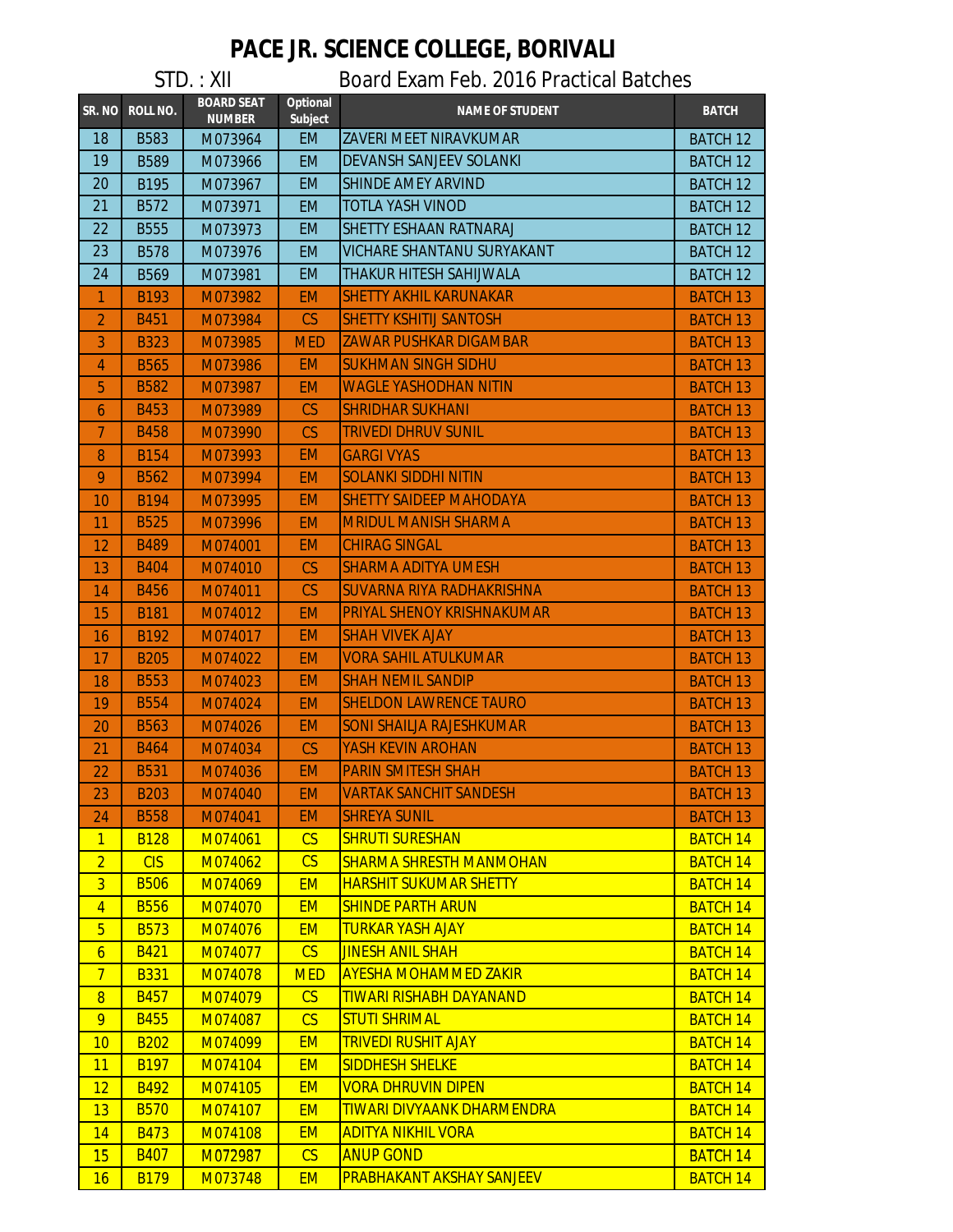# PACE JR. SCIENCE COLLEGE, BORIVALI

STD. : XII Board Exam Feb. 2016 Practical Batches

| SR. NO | ROLL NO. | BOARD SEAT NUMBER | Optional Subject | NAME OF STUDENT | BATCH |
|---|---|---|---|---|---|
| 18 | B583 | M073964 | EM | ZAVERI MEET NIRAVKUMAR | BATCH 12 |
| 19 | B589 | M073966 | EM | DEVANSH SANJEEV SOLANKI | BATCH 12 |
| 20 | B195 | M073967 | EM | SHINDE AMEY ARVIND | BATCH 12 |
| 21 | B572 | M073971 | EM | TOTLA YASH VINOD | BATCH 12 |
| 22 | B555 | M073973 | EM | SHETTY ESHAAN RATNARAJ | BATCH 12 |
| 23 | B578 | M073976 | EM | VICHARE SHANTANU SURYAKANT | BATCH 12 |
| 24 | B569 | M073981 | EM | THAKUR HITESH SAHIJWALA | BATCH 12 |
| 1 | B193 | M073982 | EM | SHETTY AKHIL KARUNAKAR | BATCH 13 |
| 2 | B451 | M073984 | CS | SHETTY KSHITIJ SANTOSH | BATCH 13 |
| 3 | B323 | M073985 | MED | ZAWAR PUSHKAR DIGAMBAR | BATCH 13 |
| 4 | B565 | M073986 | EM | SUKHMAN SINGH SIDHU | BATCH 13 |
| 5 | B582 | M073987 | EM | WAGLE YASHODHAN NITIN | BATCH 13 |
| 6 | B453 | M073989 | CS | SHRIDHAR SUKHANI | BATCH 13 |
| 7 | B458 | M073990 | CS | TRIVEDI DHRUV SUNIL | BATCH 13 |
| 8 | B154 | M073993 | EM | GARGI VYAS | BATCH 13 |
| 9 | B562 | M073994 | EM | SOLANKI SIDDHI NITIN | BATCH 13 |
| 10 | B194 | M073995 | EM | SHETTY SAIDEEP MAHODAYA | BATCH 13 |
| 11 | B525 | M073996 | EM | MRIDUL MANISH SHARMA | BATCH 13 |
| 12 | B489 | M074001 | EM | CHIRAG SINGAL | BATCH 13 |
| 13 | B404 | M074010 | CS | SHARMA ADITYA UMESH | BATCH 13 |
| 14 | B456 | M074011 | CS | SUVARNA RIYA RADHAKRISHNA | BATCH 13 |
| 15 | B181 | M074012 | EM | PRIYAL SHENOY KRISHNAKUMAR | BATCH 13 |
| 16 | B192 | M074017 | EM | SHAH VIVEK AJAY | BATCH 13 |
| 17 | B205 | M074022 | EM | VORA SAHIL ATULKUMAR | BATCH 13 |
| 18 | B553 | M074023 | EM | SHAH NEMIL SANDIP | BATCH 13 |
| 19 | B554 | M074024 | EM | SHELDON LAWRENCE TAURO | BATCH 13 |
| 20 | B563 | M074026 | EM | SONI SHAILJA RAJESHKUMAR | BATCH 13 |
| 21 | B464 | M074034 | CS | YASH KEVIN AROHAN | BATCH 13 |
| 22 | B531 | M074036 | EM | PARIN SMITESH SHAH | BATCH 13 |
| 23 | B203 | M074040 | EM | VARTAK SANCHIT SANDESH | BATCH 13 |
| 24 | B558 | M074041 | EM | SHREYA SUNIL | BATCH 13 |
| 1 | B128 | M074061 | CS | SHRUTI SURESHAN | BATCH 14 |
| 2 | CIS | M074062 | CS | SHARMA SHRESTH MANMOHAN | BATCH 14 |
| 3 | B506 | M074069 | EM | HARSHIT SUKUMAR SHETTY | BATCH 14 |
| 4 | B556 | M074070 | EM | SHINDE PARTH ARUN | BATCH 14 |
| 5 | B573 | M074076 | EM | TURKAR YASH AJAY | BATCH 14 |
| 6 | B421 | M074077 | CS | JINESH ANIL SHAH | BATCH 14 |
| 7 | B331 | M074078 | MED | AYESHA MOHAMMED ZAKIR | BATCH 14 |
| 8 | B457 | M074079 | CS | TIWARI RISHABH DAYANAND | BATCH 14 |
| 9 | B455 | M074087 | CS | STUTI SHRIMAL | BATCH 14 |
| 10 | B202 | M074099 | EM | TRIVEDI RUSHIT AJAY | BATCH 14 |
| 11 | B197 | M074104 | EM | SIDDHESH SHELKE | BATCH 14 |
| 12 | B492 | M074105 | EM | VORA DHRUVIN DIPEN | BATCH 14 |
| 13 | B570 | M074107 | EM | TIWARI DIVYAANK DHARMENDRA | BATCH 14 |
| 14 | B473 | M074108 | EM | ADITYA NIKHIL VORA | BATCH 14 |
| 15 | B407 | M072987 | CS | ANUP GOND | BATCH 14 |
| 16 | B179 | M073748 | EM | PRABHAKANT AKSHAY SANJEEV | BATCH 14 |